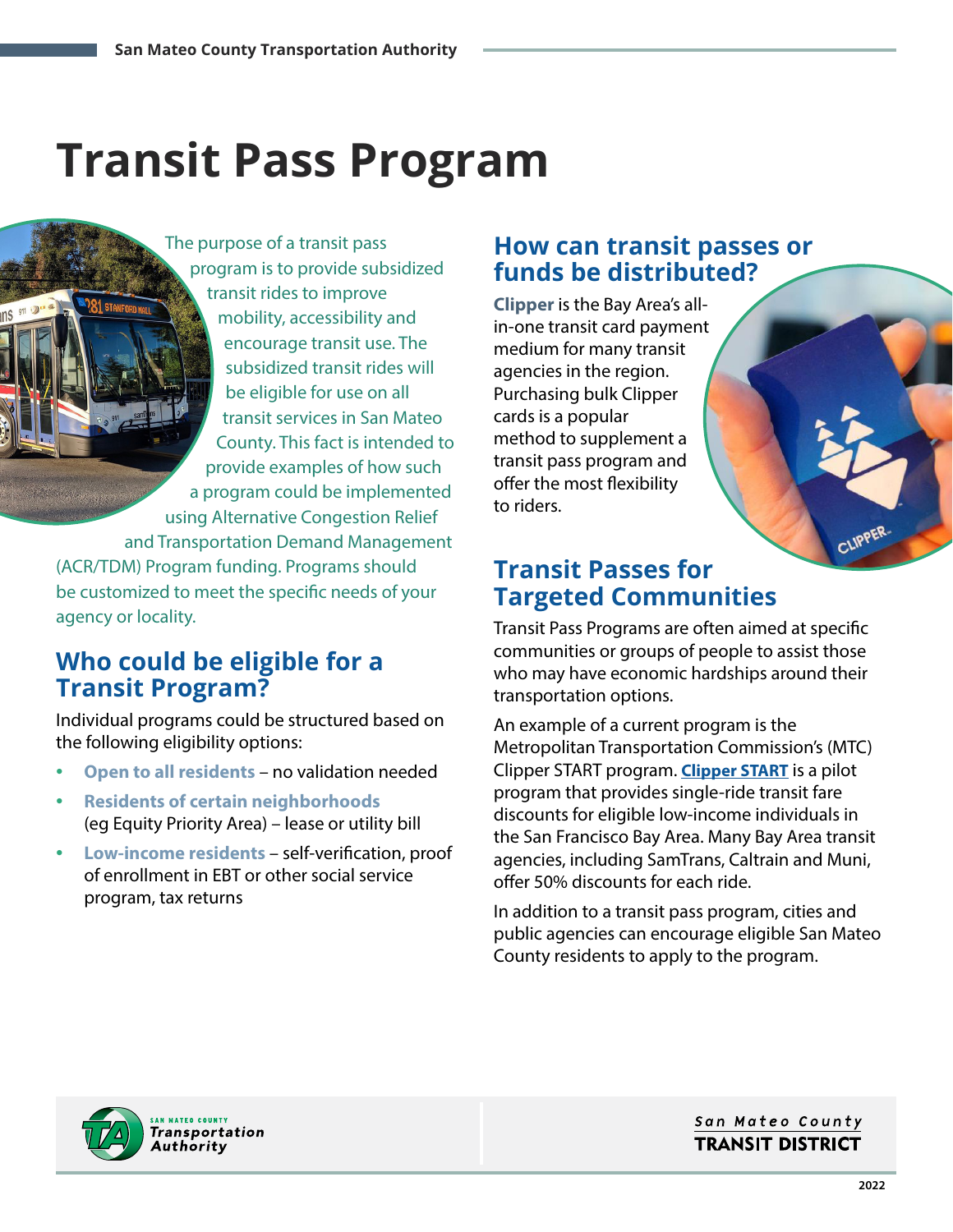# Transit Pass Program

The purpose of a transit pass program is to provide subsidized transit rides to improve mobility, accessibility and encourage transit use. The subsidized transit rides will be eligible for use on all transit services in San Mateo County. This fact is intended to provide examples of how such a program could be implemented using Alternative Congestion Relief and Transportation Demand Management (ACR/TDM) Program funding. Programs should be customized to meet the specific needs of your agency or locality.

## Who could be eligible for a Transit Program?

Individual programs could be structured based on the following eligibility options:

- **Open to all residents** – no validation needed
- **Residents of certain neighborhoods** (eg Equity Priority Area) – lease or utility bill
- **Low-income residents** – self-verification, proof of enrollment in EBT or other social service program, tax returns

## How can transit passes or funds be distributed?

**Clipper** is the Bay Area's all-in-one transit card payment medium for many transit agencies in the region. Purchasing bulk Clipper cards is a popular method to supplement a transit pass program and offer the most flexibility to riders.

## Transit Passes for Targeted Communities

Transit Pass Programs are often aimed at specific communities or groups of people to assist those who may have economic hardships around their transportation options.

An example of a current program is the Metropolitan Transportation Commission's (MTC) Clipper START program. **Clipper START** is a pilot program that provides single-ride transit fare discounts for eligible low-income individuals in the San Francisco Bay Area. Many Bay Area transit agencies, including SamTrans, Caltrain and Muni, offer 50% discounts for each ride.

In addition to a transit pass program, cities and public agencies can encourage eligible San Mateo County residents to apply to the program.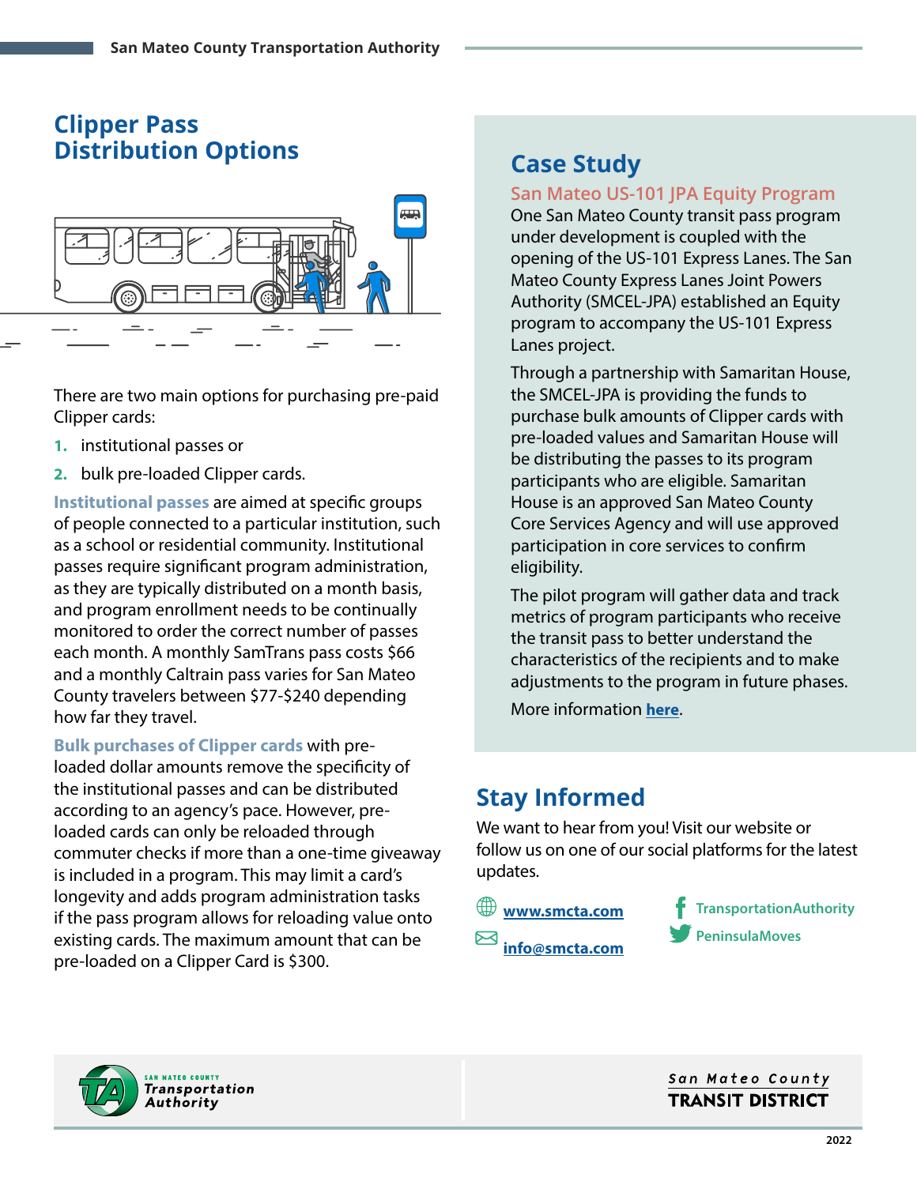## Clipper Pass Distribution Options

There are two main options for purchasing pre-paid Clipper cards:

1. institutional passes or
2. bulk pre-loaded Clipper cards.

**Institutional passes** are aimed at specific groups of people connected to a particular institution, such as a school or residential community. Institutional passes require significant program administration, as they are typically distributed on a month basis, and program enrollment needs to be continually monitored to order the correct number of passes each month. A monthly SamTrans pass costs $66 and a monthly Caltrain pass varies for San Mateo County travelers between $77-$240 depending how far they travel.

**Bulk purchases of Clipper cards** with pre-loaded dollar amounts remove the specificity of the institutional passes and can be distributed according to an agency's pace. However, pre-loaded cards can only be reloaded through commuter checks if more than a one-time giveaway is included in a program. This may limit a card's longevity and adds program administration tasks if the pass program allows for reloading value onto existing cards. The maximum amount that can be pre-loaded on a Clipper Card is $300.

## Case Study

### San Mateo US-101 JPA Equity Program

One San Mateo County transit pass program under development is coupled with the opening of the US-101 Express Lanes. The San Mateo County Express Lanes Joint Powers Authority (SMCEL-JPA) established an Equity program to accompany the US-101 Express Lanes project.

Through a partnership with Samaritan House, the SMCEL-JPA is providing the funds to purchase bulk amounts of Clipper cards with pre-loaded values and Samaritan House will be distributing the passes to its program participants who are eligible. Samaritan House is an approved San Mateo County Core Services Agency and will use approved participation in core services to confirm eligibility.

The pilot program will gather data and track metrics of program participants who receive the transit pass to better understand the characteristics of the recipients and to make adjustments to the program in future phases.

More information [here](here).

## Stay Informed

We want to hear from you! Visit our website or follow us on one of our social platforms for the latest updates.

- www.smcta.com
- info@smcta.com
- TransportationAuthority
- PeninsulaMoves

San Mateo County Transportation Authority

San Mateo County TRANSIT DISTRICT